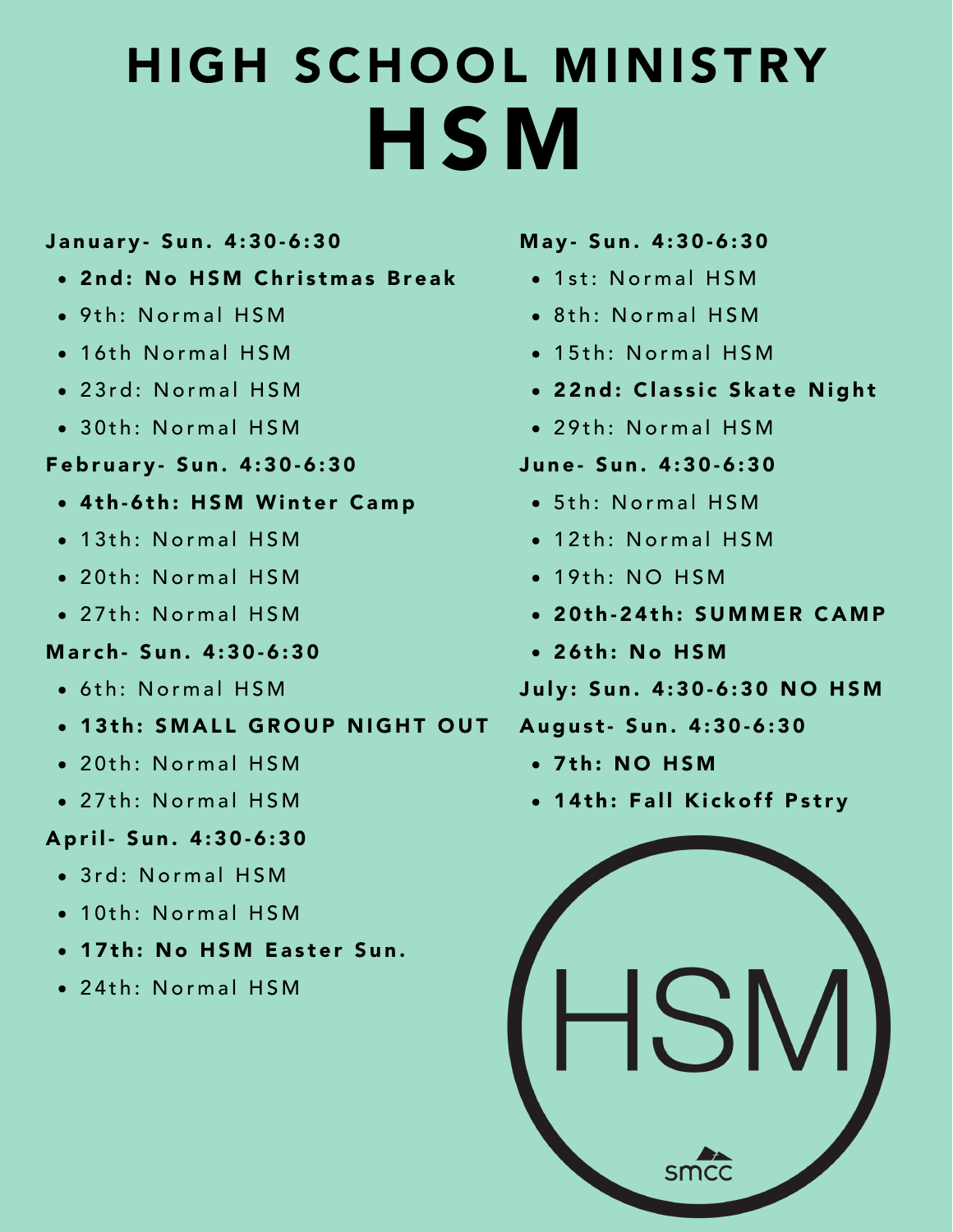# HIGH SCHOOL MINISTRY

# HSM

**January- Sun. 4:30-6:30**

- **2nd: No HSM Christmas Break**
- 9th: Normal HSM
- 16th Normal HSM
- 23rd: Normal HSM
- 30th: Normal HSM

**February- Sun. 4:30-6:30**

- **4th-6th: HSM Winter Camp**
- 13th: Normal HSM
- 20th: Normal HSM
- 27th: Normal HSM

**March- Sun. 4:30-6:30**

- 6th: Normal HSM
- **13th: SMALL GROUP NIGHT OUT**
- 20th: Normal HSM
- 27th: Normal HSM

**April- Sun. 4:30-6:30**

- 3rd: Normal HSM
- 10th: Normal HSM
- **17th: No HSM Easter Sun.**
- 24th: Normal HSM

**May- Sun. 4:30-6:30**

- 1st: Normal HSM
- 8th: Normal HSM
- 15th: Normal HSM
- **22nd: Classic Skate Night**
- 29th: Normal HSM

**June- Sun. 4:30-6:30**

- 5th: Normal HSM
- 12th: Normal HSM
- 19th: NO HSM
- **20th-24th: SUMMER CAMP**
- **26th: No HSM**

**July: Sun. 4:30-6:30 NO HSM**

**August- Sun. 4:30-6:30**

- **7th: NO HSM**
- **14th: Fall Kickoff Pstry**

HSM

smcc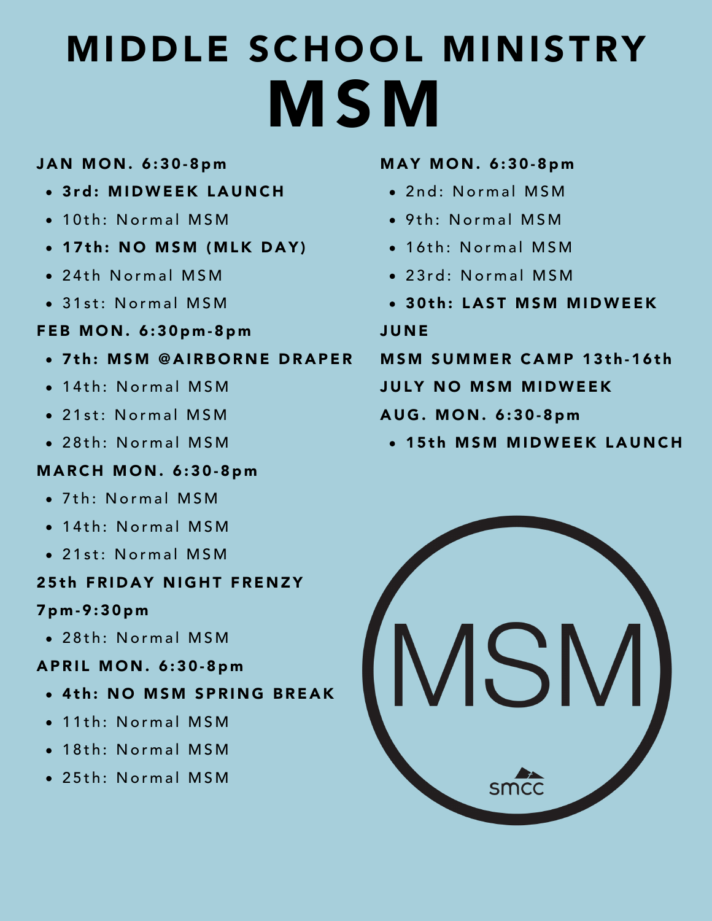# MIDDLE SCHOOL MINISTRY
# MSM

**JAN MON. 6:30-8pm**

- **3rd: MIDWEEK LAUNCH**
- 10th: Normal MSM
- **17th: NO MSM (MLK DAY)**
- 24th Normal MSM
- 31st: Normal MSM

**FEB MON. 6:30pm-8pm**

- **7th: MSM @AIRBORNE DRAPER**
- 14th: Normal MSM
- 21st: Normal MSM
- 28th: Normal MSM

**MARCH MON. 6:30-8pm**

- 7th: Normal MSM
- 14th: Normal MSM
- 21st: Normal MSM

**25th FRIDAY NIGHT FRENZY**

**7pm-9:30pm**

- 28th: Normal MSM

**APRIL MON. 6:30-8pm**

- **4th: NO MSM SPRING BREAK**
- 11th: Normal MSM
- 18th: Normal MSM
- 25th: Normal MSM

**MAY MON. 6:30-8pm**

- 2nd: Normal MSM
- 9th: Normal MSM
- 16th: Normal MSM
- 23rd: Normal MSM
- **30th: LAST MSM MIDWEEK**

**JUNE**

**MSM SUMMER CAMP 13th-16th**

**JULY NO MSM MIDWEEK**

**AUG. MON. 6:30-8pm**

- **15th MSM MIDWEEK LAUNCH**

MSM

smcc